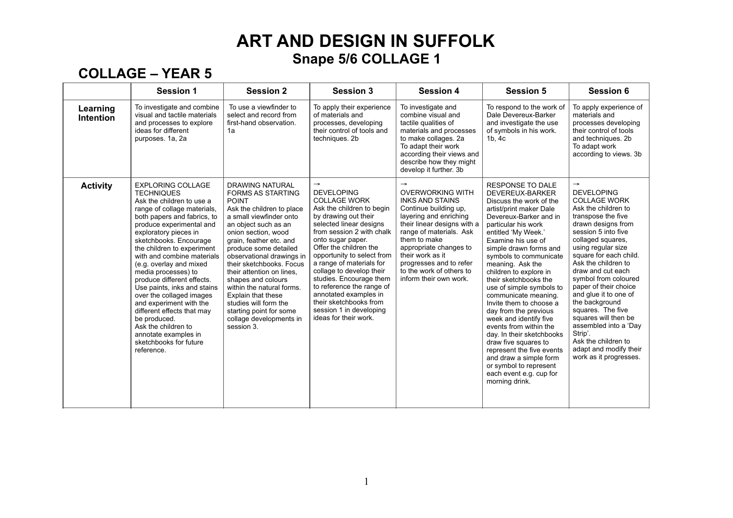# ART AND DESIGN IN SUFFOLK

## Snape 5/6 COLLAGE 1

## COLLAGE – YEAR 5

| | Session 1 | Session 2 | Session 3 | Session 4 | Session 5 | Session 6 |
|---|---|---|---|---|---|---|
| **Learning Intention** | To investigate and combine visual and tactile materials and processes to explore ideas for different purposes. 1a, 2a | To use a viewfinder to select and record from first-hand observation. 1a | To apply their experience of materials and processes, developing their control of tools and techniques. 2b | To investigate and combine visual and tactile qualities of materials and processes to make collages. 2a To adapt their work according their views and describe how they might develop it further. 3b | To respond to the work of Dale Devereux-Barker and investigate the use of symbols in his work. 1b, 4c | To apply experience of materials and processes developing their control of tools and techniques. 2b To adapt work according to views. 3b |
| **Activity** | EXPLORING COLLAGE TECHNIQUES Ask the children to use a range of collage materials, both papers and fabrics, to produce experimental and exploratory pieces in sketchbooks. Encourage the children to experiment with and combine materials (e.g. overlay and mixed media processes) to produce different effects. Use paints, inks and stains over the collaged images and experiment with the different effects that may be produced. Ask the children to annotate examples in sketchbooks for future reference. | DRAWING NATURAL FORMS AS STARTING POINT Ask the children to place a small viewfinder onto an object such as an onion section, wood grain, feather etc. and produce some detailed observational drawings in their sketchbooks. Focus their attention on lines, shapes and colours within the natural forms. Explain that these studies will form the starting point for some collage developments in session 3. | → DEVELOPING COLLAGE WORK Ask the children to begin by drawing out their selected linear designs from session 2 with chalk onto sugar paper. Offer the children the opportunity to select from a range of materials for collage to develop their studies. Encourage them to reference the range of annotated examples in their sketchbooks from session 1 in developing ideas for their work. | → OVERWORKING WITH INKS AND STAINS Continue building up, layering and enriching their linear designs with a range of materials. Ask them to make appropriate changes to their work as it progresses and to refer to the work of others to inform their own work. | RESPONSE TO DALE DEVEREUX-BARKER Discuss the work of the artist/print maker Dale Devereux-Barker and in particular his work entitled 'My Week.' Examine his use of simple drawn forms and symbols to communicate meaning. Ask the children to explore in their sketchbooks the use of simple symbols to communicate meaning. Invite them to choose a day from the previous week and identify five events from within the day. In their sketchbooks draw five squares to represent the five events and draw a simple form or symbol to represent each event e.g. cup for morning drink. | → DEVELOPING COLLAGE WORK Ask the children to transpose the five drawn designs from session 5 into five collaged squares, using regular size square for each child. Ask the children to draw and cut each symbol from coloured paper of their choice and glue it to one of the background squares. The five squares will then be assembled into a 'Day Strip'. Ask the children to adapt and modify their work as it progresses. |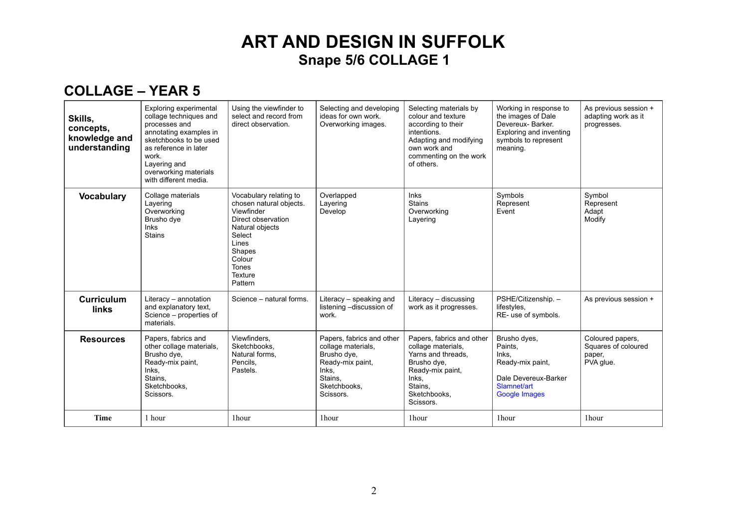# ART AND DESIGN IN SUFFOLK
## Snape 5/6 COLLAGE 1

## COLLAGE – YEAR 5

| | | | | | | |
|---|---|---|---|---|---|---|
| **Skills, concepts, knowledge and understanding** | Exploring experimental collage techniques and processes and annotating examples in sketchbooks to be used as reference in later work.<br>Layering and overworking materials with different media. | Using the viewfinder to select and record from direct observation. | Selecting and developing ideas for own work.<br>Overworking images. | Selecting materials by colour and texture according to their intentions.<br>Adapting and modifying own work and commenting on the work of others. | Working in response to the images of Dale Devereux- Barker.<br>Exploring and inventing symbols to represent meaning. | As previous session + adapting work as it progresses. |
| **Vocabulary** | Collage materials<br>Layering<br>Overworking<br>Brusho dye<br>Inks<br>Stains | Vocabulary relating to chosen natural objects.<br>Viewfinder<br>Direct observation<br>Natural objects<br>Select<br>Lines<br>Shapes<br>Colour<br>Tones<br>Texture<br>Pattern | Overlapped<br>Layering<br>Develop | Inks<br>Stains<br>Overworking<br>Layering | Symbols<br>Represent<br>Event | Symbol<br>Represent<br>Adapt<br>Modify |
| **Curriculum links** | Literacy – annotation and explanatory text,<br>Science – properties of materials. | Science – natural forms. | Literacy – speaking and listening –discussion of work. | Literacy – discussing work as it progresses. | PSHE/Citizenship. – lifestyles,<br>RE- use of symbols. | As previous session + |
| **Resources** | Papers, fabrics and other collage materials,<br>Brusho dye,<br>Ready-mix paint,<br>Inks,<br>Stains,<br>Sketchbooks,<br>Scissors. | Viewfinders,<br>Sketchbooks,<br>Natural forms,<br>Pencils,<br>Pastels. | Papers, fabrics and other collage materials,<br>Brusho dye,<br>Ready-mix paint,<br>Inks,<br>Stains,<br>Sketchbooks,<br>Scissors. | Papers, fabrics and other collage materials,<br>Yarns and threads,<br>Brusho dye,<br>Ready-mix paint,<br>Inks,<br>Stains,<br>Sketchbooks,<br>Scissors. | Brusho dyes,<br>Paints,<br>Inks,<br>Ready-mix paint,<br><br>Dale Devereux-Barker<br>Slamnet/art<br>Google Images | Coloured papers,<br>Squares of coloured paper,<br>PVA glue. |
| **Time** | 1 hour | 1hour | 1hour | 1hour | 1hour | 1hour |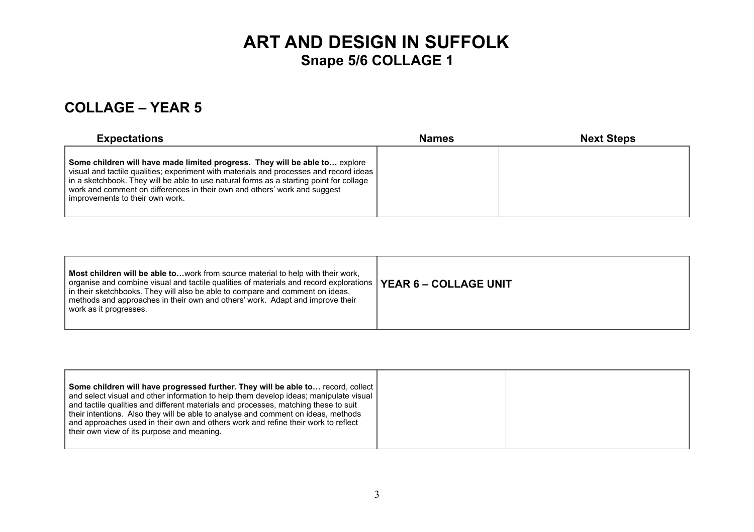# ART AND DESIGN IN SUFFOLK

## Snape 5/6 COLLAGE 1

## COLLAGE – YEAR 5

| Expectations | Names | Next Steps |
|---|---|---|
| **Some children will have made limited progress. They will be able to…** explore visual and tactile qualities; experiment with materials and processes and record ideas in a sketchbook. They will be able to use natural forms as a starting point for collage work and comment on differences in their own and others' work and suggest improvements to their own work. | | |

| | |
|---|---|
| **Most children will be able to…**work from source material to help with their work, organise and combine visual and tactile qualities of materials and record explorations in their sketchbooks. They will also be able to compare and comment on ideas, methods and approaches in their own and others' work. Adapt and improve their work as it progresses. | **YEAR 6 – COLLAGE UNIT** |

| | | |
|---|---|---|
| **Some children will have progressed further. They will be able to…** record, collect and select visual and other information to help them develop ideas; manipulate visual and tactile qualities and different materials and processes, matching these to suit their intentions. Also they will be able to analyse and comment on ideas, methods and approaches used in their own and others work and refine their work to reflect their own view of its purpose and meaning. | | |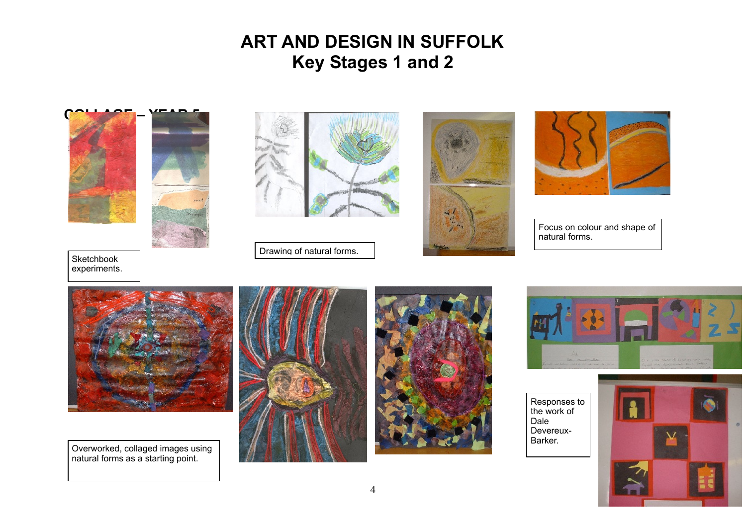# ART AND DESIGN IN SUFFOLK
## Key Stages 1 and 2

### COLLAGE – YEAR 5

Sketchbook experiments.

Drawing of natural forms.

Focus on colour and shape of natural forms.

Overworked, collaged images using natural forms as a starting point.

Responses to the work of Dale Devereux-Barker.